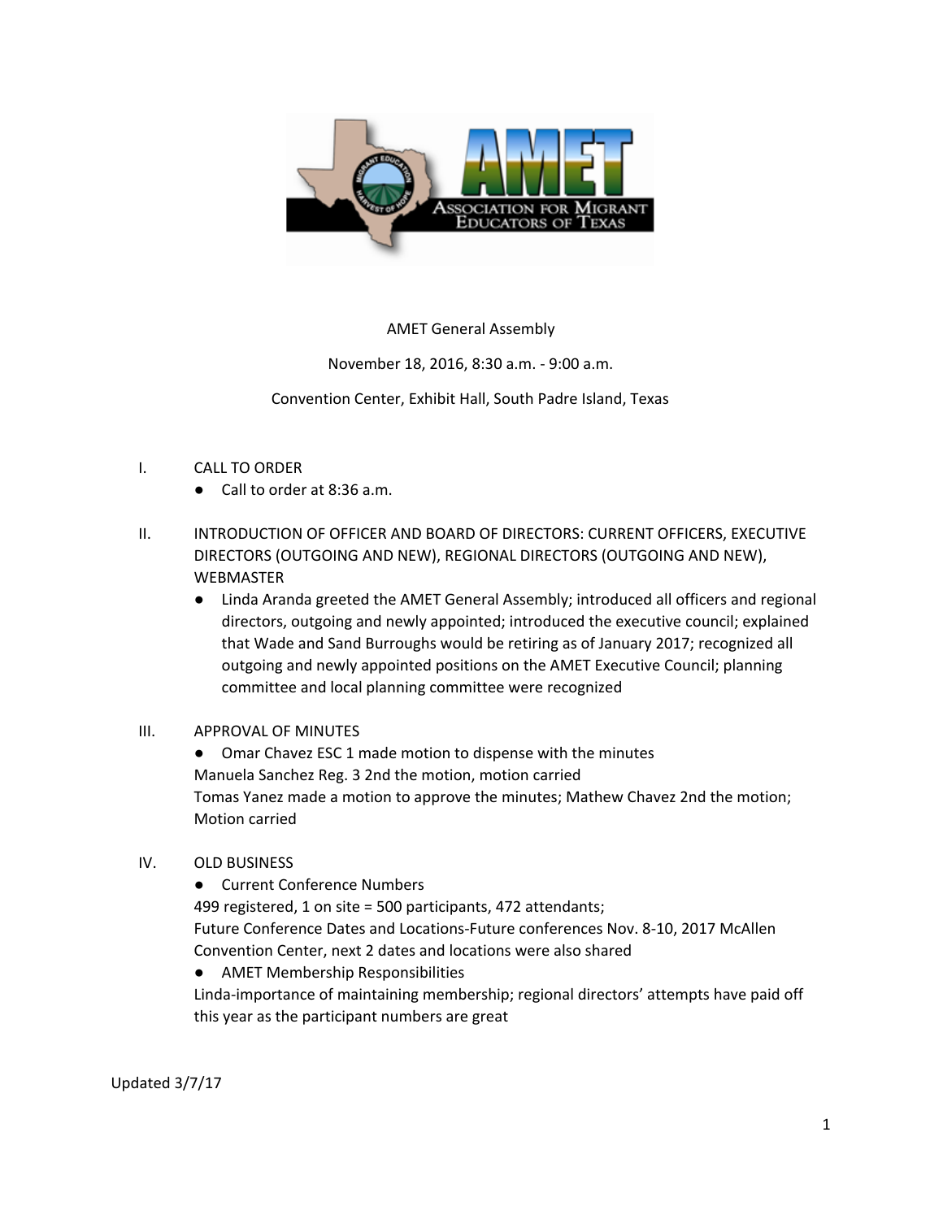AMET General Assembly

November 18, 2016, 8:30 a.m. - 9:00 a.m.

Convention Center, Exhibit Hall, South Padre Island, Texas

I. CALL TO ORDER
- Call to order at 8:36 a.m.

II. INTRODUCTION OF OFFICER AND BOARD OF DIRECTORS: CURRENT OFFICERS, EXECUTIVE DIRECTORS (OUTGOING AND NEW), REGIONAL DIRECTORS (OUTGOING AND NEW), WEBMASTER
- Linda Aranda greeted the AMET General Assembly; introduced all officers and regional directors, outgoing and newly appointed; introduced the executive council; explained that Wade and Sand Burroughs would be retiring as of January 2017; recognized all outgoing and newly appointed positions on the AMET Executive Council; planning committee and local planning committee were recognized

III. APPROVAL OF MINUTES
- Omar Chavez ESC 1 made motion to dispense with the minutes

Manuela Sanchez Reg. 3 2nd the motion, motion carried

Tomas Yanez made a motion to approve the minutes; Mathew Chavez 2nd the motion; Motion carried

IV. OLD BUSINESS
- Current Conference Numbers

499 registered, 1 on site = 500 participants, 472 attendants;

Future Conference Dates and Locations-Future conferences Nov. 8-10, 2017 McAllen Convention Center, next 2 dates and locations were also shared

- AMET Membership Responsibilities

Linda-importance of maintaining membership; regional directors' attempts have paid off this year as the participant numbers are great

Updated 3/7/17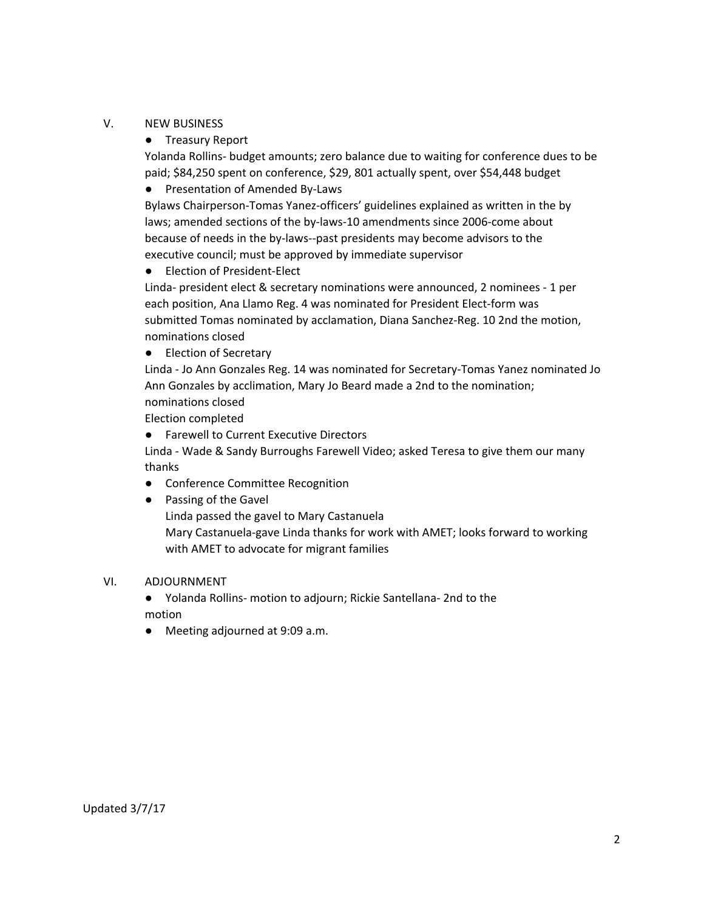V. NEW BUSINESS

- Treasury Report

Yolanda Rollins- budget amounts; zero balance due to waiting for conference dues to be paid; $84,250 spent on conference, $29, 801 actually spent, over $54,448 budget

- Presentation of Amended By-Laws

Bylaws Chairperson-Tomas Yanez-officers' guidelines explained as written in the by laws; amended sections of the by-laws-10 amendments since 2006-come about because of needs in the by-laws--past presidents may become advisors to the executive council; must be approved by immediate supervisor

- Election of President-Elect

Linda- president elect & secretary nominations were announced, 2 nominees - 1 per each position, Ana Llamo Reg. 4 was nominated for President Elect-form was submitted Tomas nominated by acclamation, Diana Sanchez-Reg. 10 2nd the motion, nominations closed

- Election of Secretary

Linda - Jo Ann Gonzales Reg. 14 was nominated for Secretary-Tomas Yanez nominated Jo Ann Gonzales by acclimation, Mary Jo Beard made a 2nd to the nomination; nominations closed

Election completed

- Farewell to Current Executive Directors

Linda - Wade & Sandy Burroughs Farewell Video; asked Teresa to give them our many thanks

- Conference Committee Recognition
- Passing of the Gavel

  Linda passed the gavel to Mary Castanuela

  Mary Castanuela-gave Linda thanks for work with AMET; looks forward to working with AMET to advocate for migrant families

VI. ADJOURNMENT

- Yolanda Rollins- motion to adjourn; Rickie Santellana- 2nd to the motion
- Meeting adjourned at 9:09 a.m.

Updated 3/7/17